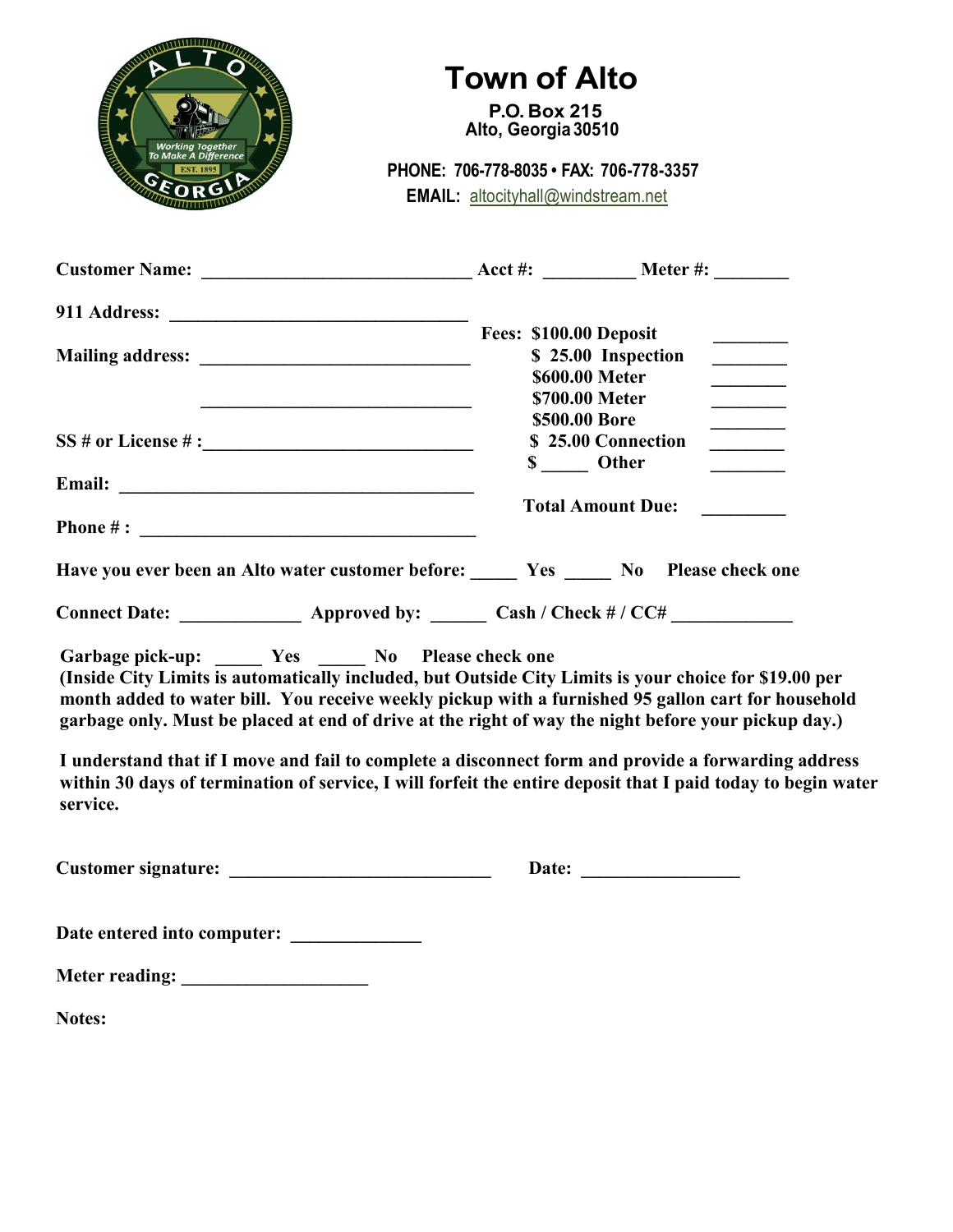# Town of Alto

**P.O. Box 215**
**Alto, Georgia 30510**

**PHONE: 706-778-8035 • FAX: 706-778-3357**
**EMAIL:** altocityhall@windstream.net

**Customer Name:** ______________________________ **Acct #:** __________ **Meter #:** ________

**911 Address:** _________________________________

**Mailing address:** ______________________________

______________________________

**SS # or License # :** ______________________________

**Email:** ________________________________________

**Phone # :** ______________________________________

| **Fees:** | |
|---|---|
| **$100.00 Deposit** | ________ |
| **$ 25.00 Inspection** | ________ |
| **$600.00 Meter** | ________ |
| **$700.00 Meter** | ________ |
| **$500.00 Bore** | ________ |
| **$ 25.00 Connection** | ________ |
| **$ _____ Other** | ________ |
| **Total Amount Due:** | _________ |

**Have you ever been an Alto water customer before: _____ Yes _____ No Please check one**

**Connect Date:** _____________ **Approved by:** ______ **Cash / Check # / CC#** _____________

**Garbage pick-up: _____ Yes _____ No Please check one**
**(Inside City Limits is automatically included, but Outside City Limits is your choice for $19.00 per month added to water bill. You receive weekly pickup with a furnished 95 gallon cart for household garbage only. Must be placed at end of drive at the right of way the night before your pickup day.)**

**I understand that if I move and fail to complete a disconnect form and provide a forwarding address within 30 days of termination of service, I will forfeit the entire deposit that I paid today to begin water service.**

**Customer signature:** _____________________________ **Date:** _________________

**Date entered into computer:** ______________

**Meter reading:** ____________________

**Notes:**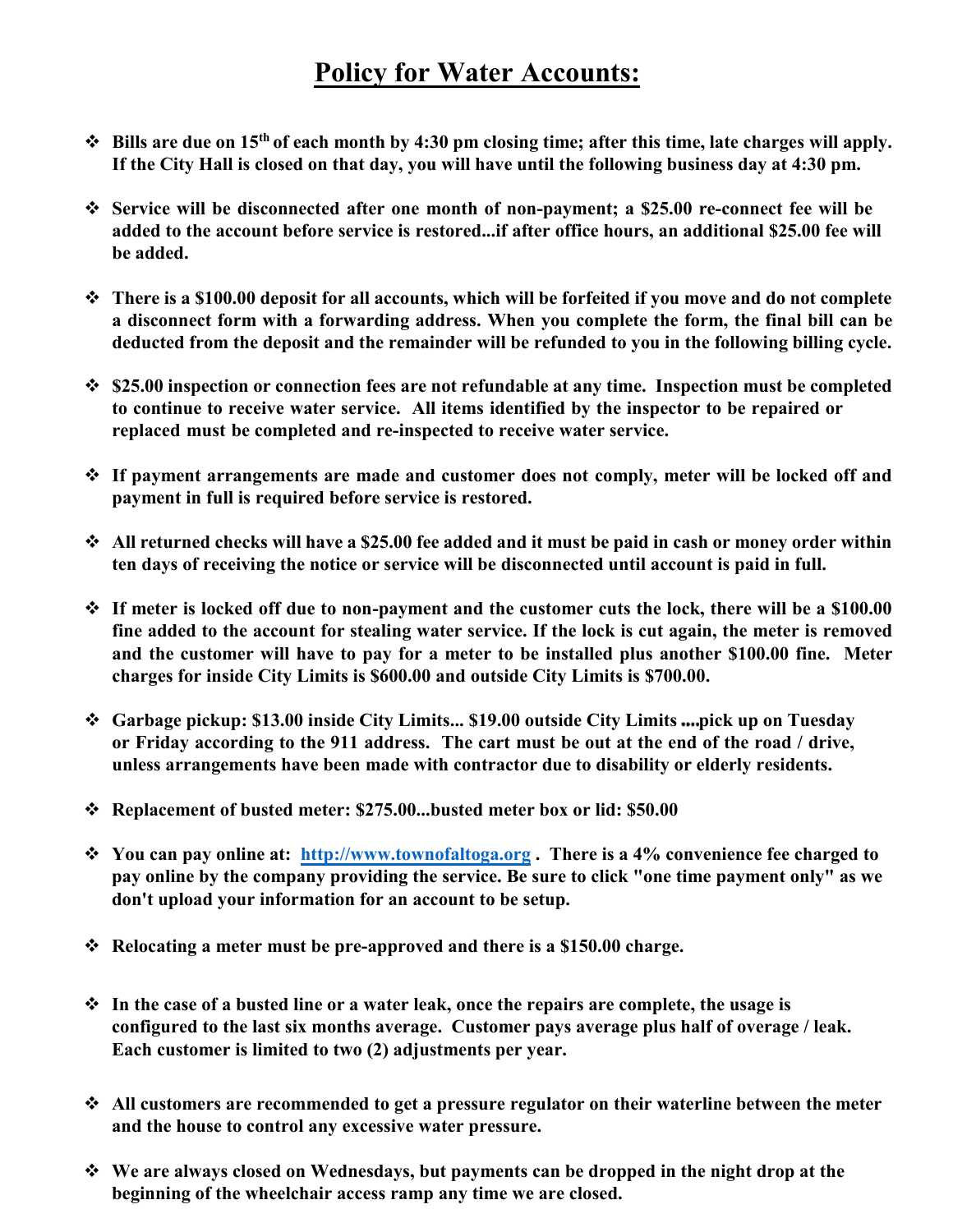# **Policy for Water Accounts:**

- **Bills are due on 15th of each month by 4:30 pm closing time; after this time, late charges will apply. If the City Hall is closed on that day, you will have until the following business day at 4:30 pm.**

- **Service will be disconnected after one month of non-payment; a $25.00 re-connect fee will be added to the account before service is restored...if after office hours, an additional $25.00 fee will be added.**

- **There is a $100.00 deposit for all accounts, which will be forfeited if you move and do not complete a disconnect form with a forwarding address. When you complete the form, the final bill can be deducted from the deposit and the remainder will be refunded to you in the following billing cycle.**

- **$25.00 inspection or connection fees are not refundable at any time. Inspection must be completed to continue to receive water service. All items identified by the inspector to be repaired or replaced must be completed and re-inspected to receive water service.**

- **If payment arrangements are made and customer does not comply, meter will be locked off and payment in full is required before service is restored.**

- **All returned checks will have a $25.00 fee added and it must be paid in cash or money order within ten days of receiving the notice or service will be disconnected until account is paid in full.**

- **If meter is locked off due to non-payment and the customer cuts the lock, there will be a $100.00 fine added to the account for stealing water service. If the lock is cut again, the meter is removed and the customer will have to pay for a meter to be installed plus another $100.00 fine. Meter charges for inside City Limits is $600.00 and outside City Limits is $700.00.**

- **Garbage pickup: $13.00 inside City Limits... $19.00 outside City Limits ....pick up on Tuesday or Friday according to the 911 address. The cart must be out at the end of the road / drive, unless arrangements have been made with contractor due to disability or elderly residents.**

- **Replacement of busted meter: $275.00...busted meter box or lid: $50.00**

- **You can pay online at: [http://www.townofaltoga.org](http://www.townofaltoga.org) . There is a 4% convenience fee charged to pay online by the company providing the service. Be sure to click "one time payment only" as we don't upload your information for an account to be setup.**

- **Relocating a meter must be pre-approved and there is a $150.00 charge.**

- **In the case of a busted line or a water leak, once the repairs are complete, the usage is configured to the last six months average. Customer pays average plus half of overage / leak. Each customer is limited to two (2) adjustments per year.**

- **All customers are recommended to get a pressure regulator on their waterline between the meter and the house to control any excessive water pressure.**

- **We are always closed on Wednesdays, but payments can be dropped in the night drop at the beginning of the wheelchair access ramp any time we are closed.**